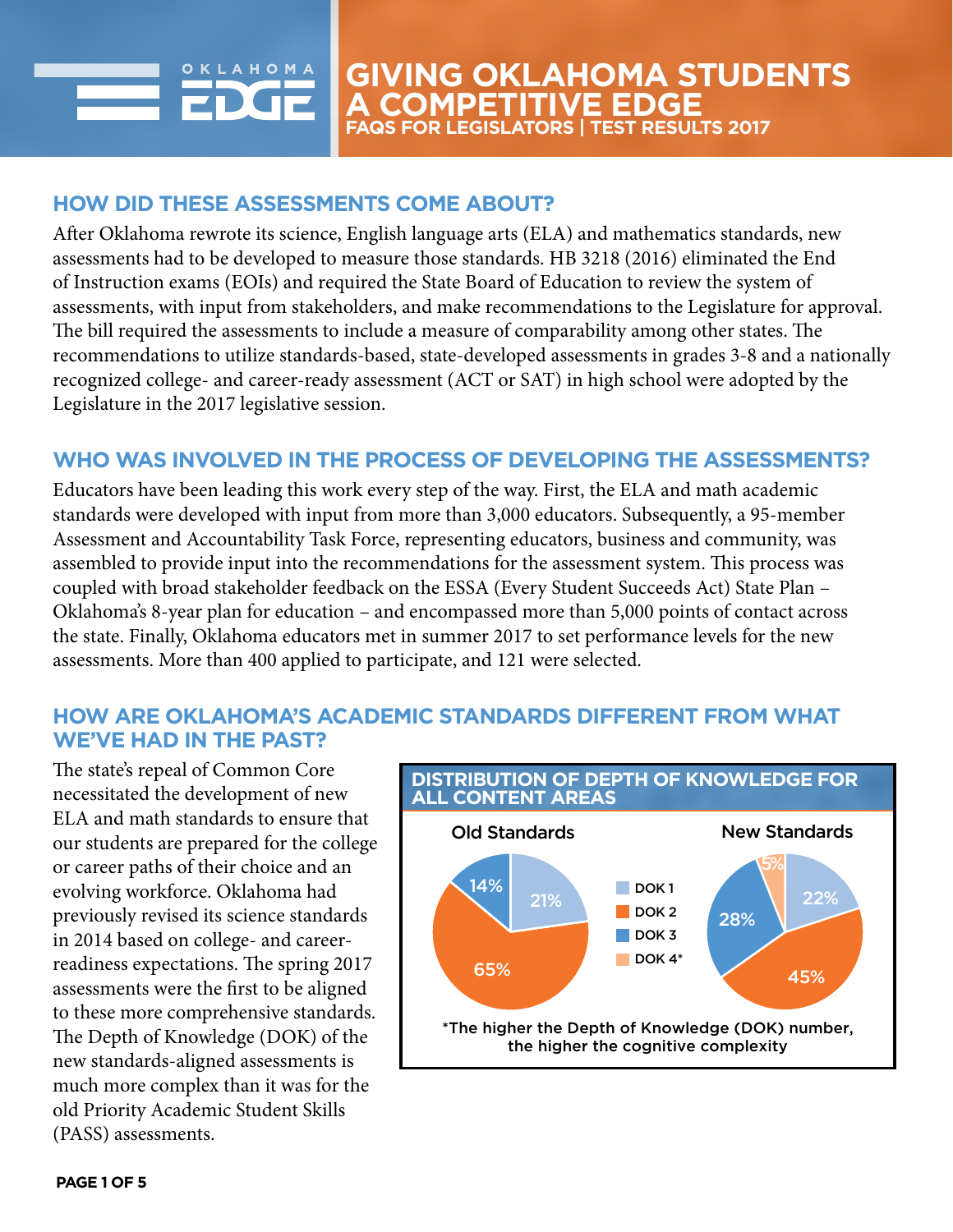# GIVING OKLAHOMA STUDENTS A COMPETITIVE EDGE

**FAQS FOR LEGISLATORS | TEST RESULTS 2017**

## HOW DID THESE ASSESSMENTS COME ABOUT?

After Oklahoma rewrote its science, English language arts (ELA) and mathematics standards, new assessments had to be developed to measure those standards. HB 3218 (2016) eliminated the End of Instruction exams (EOIs) and required the State Board of Education to review the system of assessments, with input from stakeholders, and make recommendations to the Legislature for approval. The bill required the assessments to include a measure of comparability among other states. The recommendations to utilize standards-based, state-developed assessments in grades 3-8 and a nationally recognized college- and career-ready assessment (ACT or SAT) in high school were adopted by the Legislature in the 2017 legislative session.

## WHO WAS INVOLVED IN THE PROCESS OF DEVELOPING THE ASSESSMENTS?

Educators have been leading this work every step of the way. First, the ELA and math academic standards were developed with input from more than 3,000 educators. Subsequently, a 95-member Assessment and Accountability Task Force, representing educators, business and community, was assembled to provide input into the recommendations for the assessment system. This process was coupled with broad stakeholder feedback on the ESSA (Every Student Succeeds Act) State Plan – Oklahoma's 8-year plan for education – and encompassed more than 5,000 points of contact across the state. Finally, Oklahoma educators met in summer 2017 to set performance levels for the new assessments. More than 400 applied to participate, and 121 were selected.

## HOW ARE OKLAHOMA'S ACADEMIC STANDARDS DIFFERENT FROM WHAT WE'VE HAD IN THE PAST?

The state's repeal of Common Core necessitated the development of new ELA and math standards to ensure that our students are prepared for the college or career paths of their choice and an evolving workforce. Oklahoma had previously revised its science standards in 2014 based on college- and career-readiness expectations. The spring 2017 assessments were the first to be aligned to these more comprehensive standards. The Depth of Knowledge (DOK) of the new standards-aligned assessments is much more complex than it was for the old Priority Academic Student Skills (PASS) assessments.

**DISTRIBUTION OF DEPTH OF KNOWLEDGE FOR ALL CONTENT AREAS**

| | Old Standards | New Standards |
|---|---|---|
| DOK 1 | 21% | 22% |
| DOK 2 | 65% | 45% |
| DOK 3 | 14% | 28% |
| DOK 4* | | 5% |

*The higher the Depth of Knowledge (DOK) number, the higher the cognitive complexity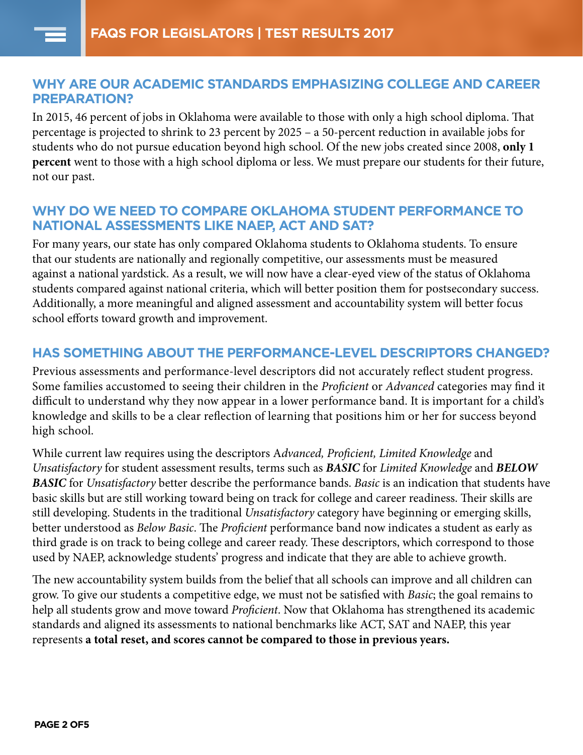## WHY ARE OUR ACADEMIC STANDARDS EMPHASIZING COLLEGE AND CAREER PREPARATION?

In 2015, 46 percent of jobs in Oklahoma were available to those with only a high school diploma. That percentage is projected to shrink to 23 percent by 2025 – a 50-percent reduction in available jobs for students who do not pursue education beyond high school. Of the new jobs created since 2008, **only 1 percent** went to those with a high school diploma or less. We must prepare our students for their future, not our past.

## WHY DO WE NEED TO COMPARE OKLAHOMA STUDENT PERFORMANCE TO NATIONAL ASSESSMENTS LIKE NAEP, ACT AND SAT?

For many years, our state has only compared Oklahoma students to Oklahoma students. To ensure that our students are nationally and regionally competitive, our assessments must be measured against a national yardstick. As a result, we will now have a clear-eyed view of the status of Oklahoma students compared against national criteria, which will better position them for postsecondary success. Additionally, a more meaningful and aligned assessment and accountability system will better focus school efforts toward growth and improvement.

## HAS SOMETHING ABOUT THE PERFORMANCE-LEVEL DESCRIPTORS CHANGED?

Previous assessments and performance-level descriptors did not accurately reflect student progress. Some families accustomed to seeing their children in the *Proficient* or *Advanced* categories may find it difficult to understand why they now appear in a lower performance band. It is important for a child's knowledge and skills to be a clear reflection of learning that positions him or her for success beyond high school.

While current law requires using the descriptors A*dvanced, Proficient, Limited Knowledge* and *Unsatisfactory* for student assessment results, terms such as ***BASIC*** for *Limited Knowledge* and ***BELOW BASIC*** for *Unsatisfactory* better describe the performance bands. *Basic* is an indication that students have basic skills but are still working toward being on track for college and career readiness. Their skills are still developing. Students in the traditional *Unsatisfactory* category have beginning or emerging skills, better understood as *Below Basic*. The *Proficient* performance band now indicates a student as early as third grade is on track to being college and career ready. These descriptors, which correspond to those used by NAEP, acknowledge students' progress and indicate that they are able to achieve growth.

The new accountability system builds from the belief that all schools can improve and all children can grow. To give our students a competitive edge, we must not be satisfied with *Basic*; the goal remains to help all students grow and move toward *Proficient*. Now that Oklahoma has strengthened its academic standards and aligned its assessments to national benchmarks like ACT, SAT and NAEP, this year represents **a total reset, and scores cannot be compared to those in previous years.**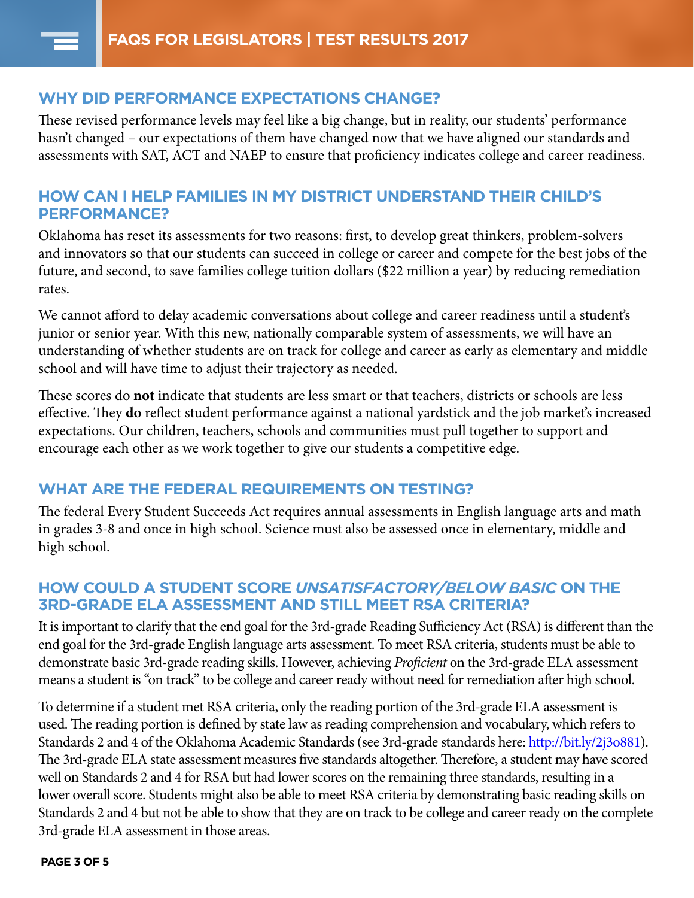## WHY DID PERFORMANCE EXPECTATIONS CHANGE?

These revised performance levels may feel like a big change, but in reality, our students' performance hasn't changed – our expectations of them have changed now that we have aligned our standards and assessments with SAT, ACT and NAEP to ensure that proficiency indicates college and career readiness.

## HOW CAN I HELP FAMILIES IN MY DISTRICT UNDERSTAND THEIR CHILD'S PERFORMANCE?

Oklahoma has reset its assessments for two reasons: first, to develop great thinkers, problem-solvers and innovators so that our students can succeed in college or career and compete for the best jobs of the future, and second, to save families college tuition dollars ($22 million a year) by reducing remediation rates.

We cannot afford to delay academic conversations about college and career readiness until a student's junior or senior year. With this new, nationally comparable system of assessments, we will have an understanding of whether students are on track for college and career as early as elementary and middle school and will have time to adjust their trajectory as needed.

These scores do **not** indicate that students are less smart or that teachers, districts or schools are less effective. They **do** reflect student performance against a national yardstick and the job market's increased expectations. Our children, teachers, schools and communities must pull together to support and encourage each other as we work together to give our students a competitive edge.

## WHAT ARE THE FEDERAL REQUIREMENTS ON TESTING?

The federal Every Student Succeeds Act requires annual assessments in English language arts and math in grades 3-8 and once in high school. Science must also be assessed once in elementary, middle and high school.

## HOW COULD A STUDENT SCORE *UNSATISFACTORY/BELOW BASIC* ON THE 3RD-GRADE ELA ASSESSMENT AND STILL MEET RSA CRITERIA?

It is important to clarify that the end goal for the 3rd-grade Reading Sufficiency Act (RSA) is different than the end goal for the 3rd-grade English language arts assessment. To meet RSA criteria, students must be able to demonstrate basic 3rd-grade reading skills. However, achieving *Proficient* on the 3rd-grade ELA assessment means a student is "on track" to be college and career ready without need for remediation after high school.

To determine if a student met RSA criteria, only the reading portion of the 3rd-grade ELA assessment is used. The reading portion is defined by state law as reading comprehension and vocabulary, which refers to Standards 2 and 4 of the Oklahoma Academic Standards (see 3rd-grade standards here: http://bit.ly/2j3o881). The 3rd-grade ELA state assessment measures five standards altogether. Therefore, a student may have scored well on Standards 2 and 4 for RSA but had lower scores on the remaining three standards, resulting in a lower overall score. Students might also be able to meet RSA criteria by demonstrating basic reading skills on Standards 2 and 4 but not be able to show that they are on track to be college and career ready on the complete 3rd-grade ELA assessment in those areas.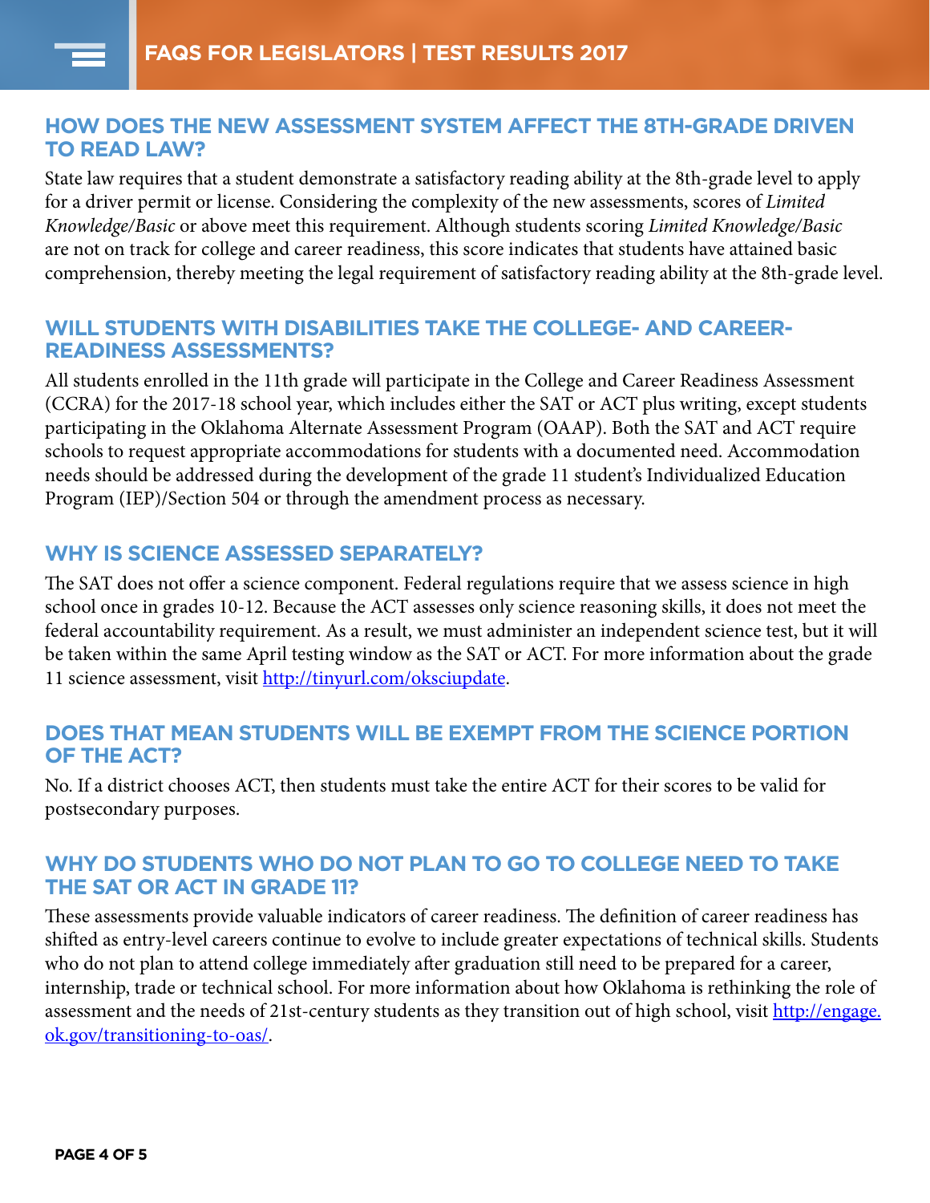## HOW DOES THE NEW ASSESSMENT SYSTEM AFFECT THE 8TH-GRADE DRIVEN TO READ LAW?

State law requires that a student demonstrate a satisfactory reading ability at the 8th-grade level to apply for a driver permit or license. Considering the complexity of the new assessments, scores of *Limited Knowledge/Basic* or above meet this requirement. Although students scoring *Limited Knowledge/Basic* are not on track for college and career readiness, this score indicates that students have attained basic comprehension, thereby meeting the legal requirement of satisfactory reading ability at the 8th-grade level.

## WILL STUDENTS WITH DISABILITIES TAKE THE COLLEGE- AND CAREER-READINESS ASSESSMENTS?

All students enrolled in the 11th grade will participate in the College and Career Readiness Assessment (CCRA) for the 2017-18 school year, which includes either the SAT or ACT plus writing, except students participating in the Oklahoma Alternate Assessment Program (OAAP). Both the SAT and ACT require schools to request appropriate accommodations for students with a documented need. Accommodation needs should be addressed during the development of the grade 11 student's Individualized Education Program (IEP)/Section 504 or through the amendment process as necessary.

## WHY IS SCIENCE ASSESSED SEPARATELY?

The SAT does not offer a science component. Federal regulations require that we assess science in high school once in grades 10-12. Because the ACT assesses only science reasoning skills, it does not meet the federal accountability requirement. As a result, we must administer an independent science test, but it will be taken within the same April testing window as the SAT or ACT. For more information about the grade 11 science assessment, visit http://tinyurl.com/oksciupdate.

## DOES THAT MEAN STUDENTS WILL BE EXEMPT FROM THE SCIENCE PORTION OF THE ACT?

No. If a district chooses ACT, then students must take the entire ACT for their scores to be valid for postsecondary purposes.

## WHY DO STUDENTS WHO DO NOT PLAN TO GO TO COLLEGE NEED TO TAKE THE SAT OR ACT IN GRADE 11?

These assessments provide valuable indicators of career readiness. The definition of career readiness has shifted as entry-level careers continue to evolve to include greater expectations of technical skills. Students who do not plan to attend college immediately after graduation still need to be prepared for a career, internship, trade or technical school. For more information about how Oklahoma is rethinking the role of assessment and the needs of 21st-century students as they transition out of high school, visit http://engage.ok.gov/transitioning-to-oas/.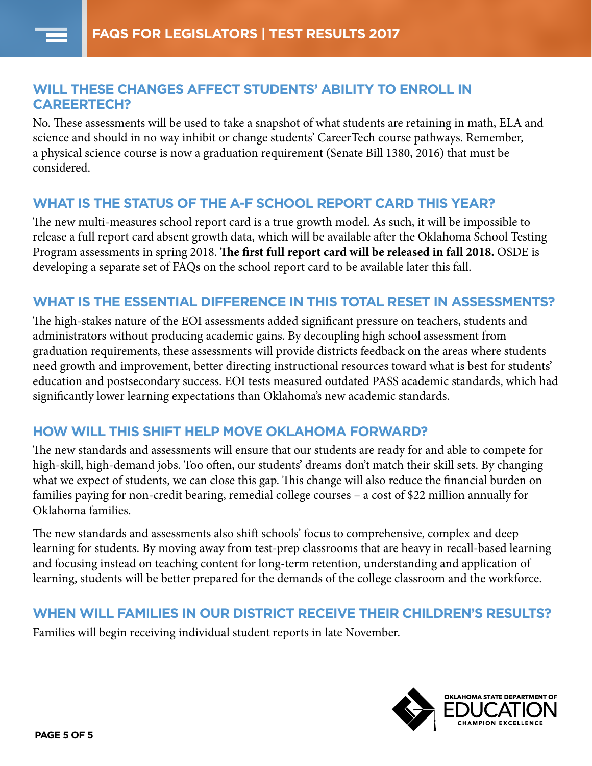## WILL THESE CHANGES AFFECT STUDENTS' ABILITY TO ENROLL IN CAREERTECH?

No. These assessments will be used to take a snapshot of what students are retaining in math, ELA and science and should in no way inhibit or change students' CareerTech course pathways. Remember, a physical science course is now a graduation requirement (Senate Bill 1380, 2016) that must be considered.

## WHAT IS THE STATUS OF THE A-F SCHOOL REPORT CARD THIS YEAR?

The new multi-measures school report card is a true growth model. As such, it will be impossible to release a full report card absent growth data, which will be available after the Oklahoma School Testing Program assessments in spring 2018. **The first full report card will be released in fall 2018.** OSDE is developing a separate set of FAQs on the school report card to be available later this fall.

## WHAT IS THE ESSENTIAL DIFFERENCE IN THIS TOTAL RESET IN ASSESSMENTS?

The high-stakes nature of the EOI assessments added significant pressure on teachers, students and administrators without producing academic gains. By decoupling high school assessment from graduation requirements, these assessments will provide districts feedback on the areas where students need growth and improvement, better directing instructional resources toward what is best for students' education and postsecondary success. EOI tests measured outdated PASS academic standards, which had significantly lower learning expectations than Oklahoma's new academic standards.

## HOW WILL THIS SHIFT HELP MOVE OKLAHOMA FORWARD?

The new standards and assessments will ensure that our students are ready for and able to compete for high-skill, high-demand jobs. Too often, our students' dreams don't match their skill sets. By changing what we expect of students, we can close this gap. This change will also reduce the financial burden on families paying for non-credit bearing, remedial college courses – a cost of $22 million annually for Oklahoma families.

The new standards and assessments also shift schools' focus to comprehensive, complex and deep learning for students. By moving away from test-prep classrooms that are heavy in recall-based learning and focusing instead on teaching content for long-term retention, understanding and application of learning, students will be better prepared for the demands of the college classroom and the workforce.

## WHEN WILL FAMILIES IN OUR DISTRICT RECEIVE THEIR CHILDREN'S RESULTS?

Families will begin receiving individual student reports in late November.

OKLAHOMA STATE DEPARTMENT OF EDUCATION — CHAMPION EXCELLENCE